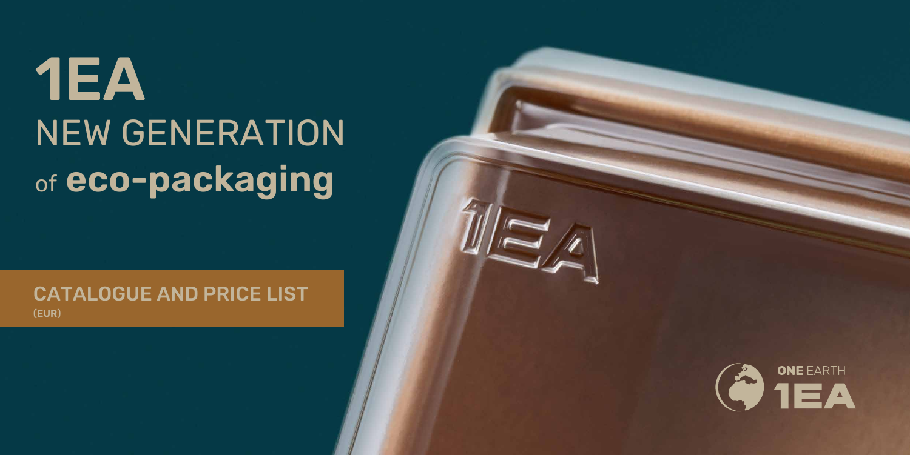# 1EA

## NEW GENERATION of **eco-packaging**

**CATALOGUE AND PRICE LIST**
**(EUR)**

**ONE** EARTH
**1EA**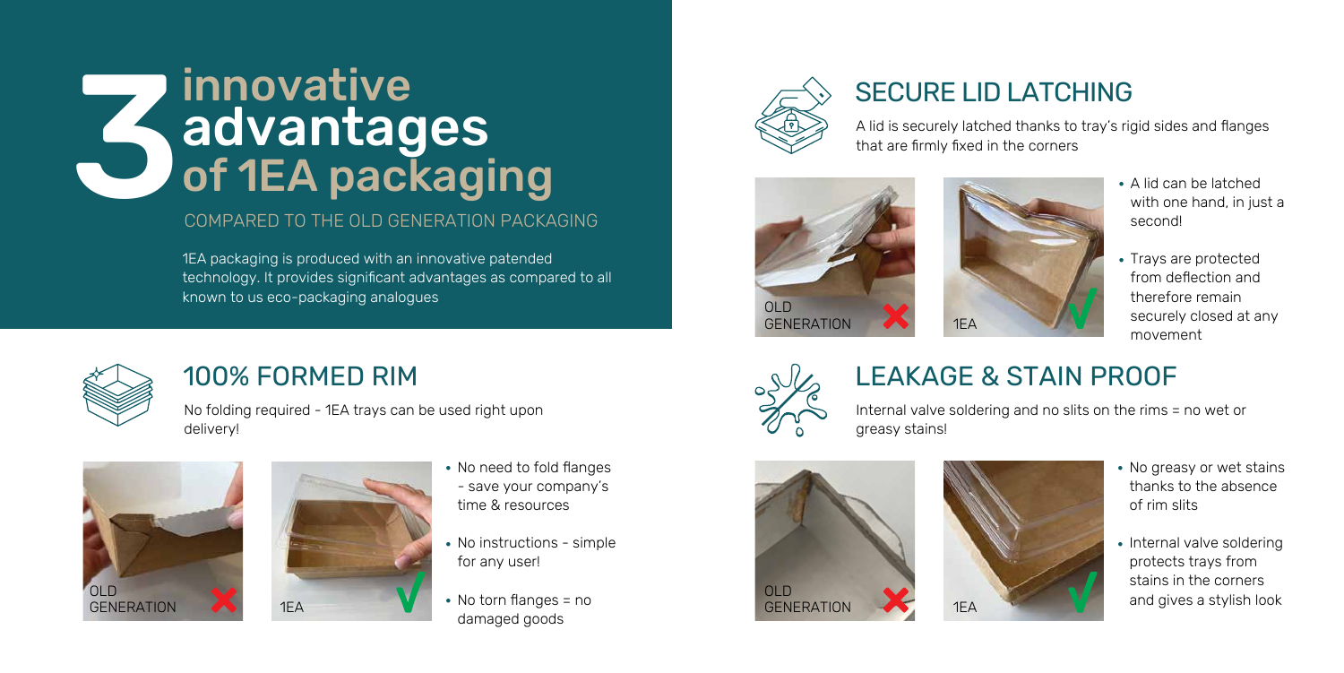# 3 innovative advantages of 1EA packaging

COMPARED TO THE OLD GENERATION PACKAGING

1EA packaging is produced with an innovative patended technology. It provides significant advantages as compared to all known to us eco-packaging analogues

## 100% FORMED RIM

No folding required - 1EA trays can be used right upon delivery!

OLD GENERATION ✗ 1EA ✓

- No need to fold flanges - save your company's time & resources
- No instructions - simple for any user!
- No torn flanges = no damaged goods

## SECURE LID LATCHING

A lid is securely latched thanks to tray's rigid sides and flanges that are firmly fixed in the corners

OLD GENERATION ✗ 1EA ✓

- A lid can be latched with one hand, in just a second!
- Trays are protected from deflection and therefore remain securely closed at any movement

## LEAKAGE & STAIN PROOF

Internal valve soldering and no slits on the rims = no wet or greasy stains!

OLD GENERATION ✗ 1EA ✓

- No greasy or wet stains thanks to the absence of rim slits
- Internal valve soldering protects trays from stains in the corners and gives a stylish look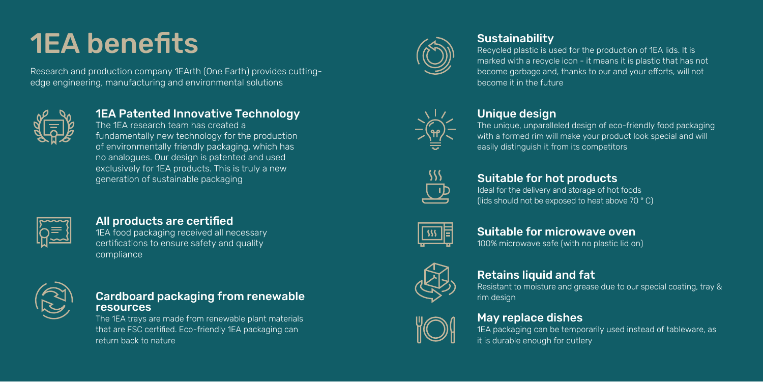# 1EA benefits

Research and production company 1EArth (One Earth) provides cutting-edge engineering, manufacturing and environmental solutions

## 1EA Patented Innovative Technology

The 1EA research team has created a fundamentally new technology for the production of environmentally friendly packaging, which has no analogues. Our design is patented and used exclusively for 1EA products. This is truly a new generation of sustainable packaging

## All products are certified

1EA food packaging received all necessary certifications to ensure safety and quality compliance

## Cardboard packaging from renewable resources

The 1EA trays are made from renewable plant materials that are FSC certified. Eco-friendly 1EA packaging can return back to nature

## Sustainability

Recycled plastic is used for the production of 1EA lids. It is marked with a recycle icon - it means it is plastic that has not become garbage and, thanks to our and your efforts, will not become it in the future

## Unique design

The unique, unparalleled design of eco-friendly food packaging with a formed rim will make your product look special and will easily distinguish it from its competitors

## Suitable for hot products

Ideal for the delivery and storage of hot foods (lids should not be exposed to heat above 70 ° C)

## Suitable for microwave oven

100% microwave safe (with no plastic lid on)

## Retains liquid and fat

Resistant to moisture and grease due to our special coating, tray & rim design

## May replace dishes

1EA packaging can be temporarily used instead of tableware, as it is durable enough for cutlery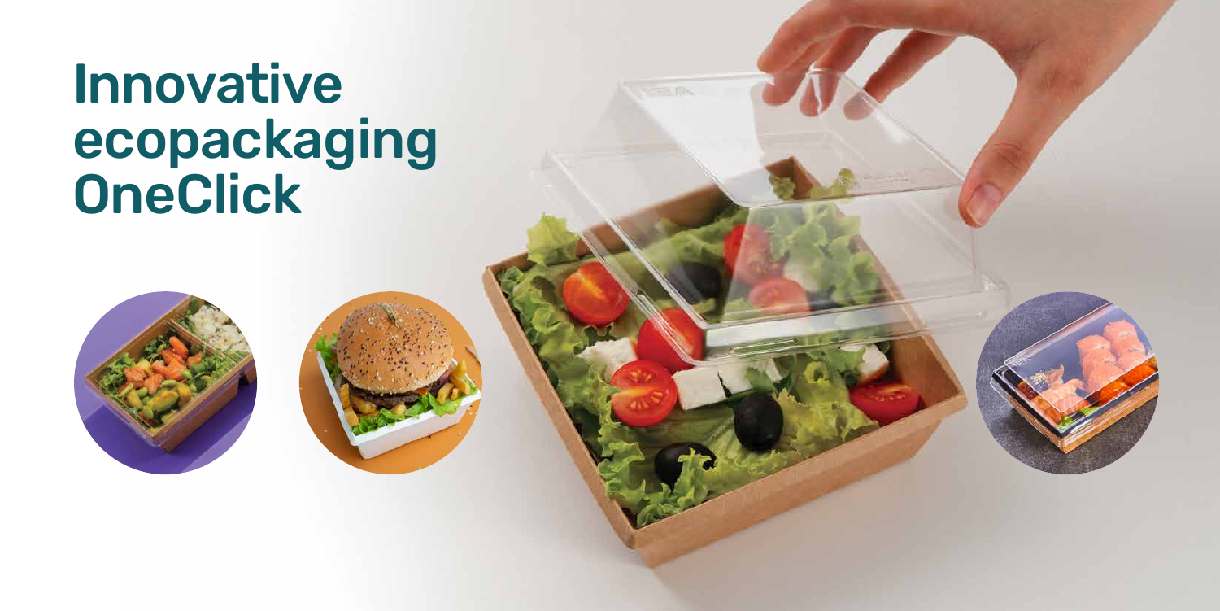# Innovative ecopackaging OneClick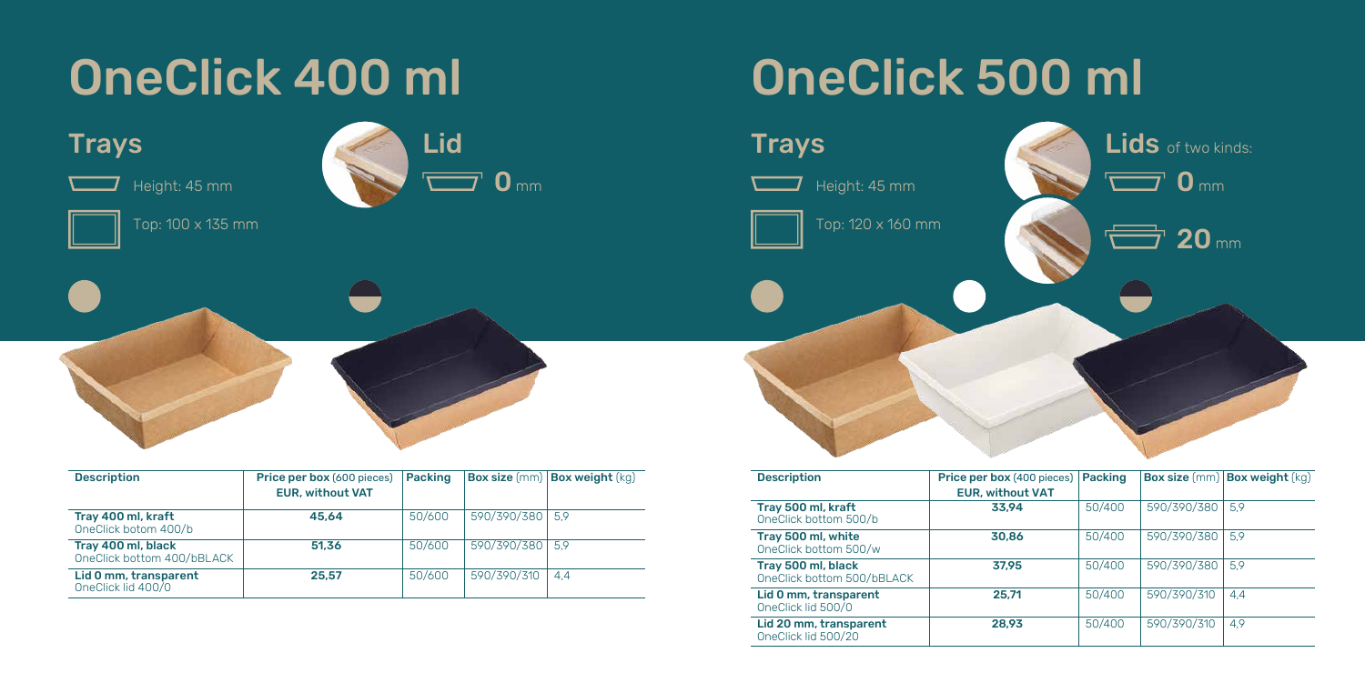# OneClick 400 ml

## Trays

Height: 45 mm

Top: 100 x 135 mm

## Lid

**0** mm

| Description | Price per box (600 pieces) EUR, without VAT | Packing | Box size (mm) | Box weight (kg) |
|---|---|---|---|---|
| **Tray 400 ml, kraft** OneClick botom 400/b | **45,64** | 50/600 | 590/390/380 | 5,9 |
| **Tray 400 ml, black** OneClick bottom 400/bBLACK | **51,36** | 50/600 | 590/390/380 | 5,9 |
| **Lid 0 mm, transparent** OneClick lid 400/0 | **25,57** | 50/600 | 590/390/310 | 4,4 |

# OneClick 500 ml

## Trays

Height: 45 mm

Top: 120 x 160 mm

## Lids of two kinds:

**0** mm

**20** mm

| Description | Price per box (400 pieces) EUR, without VAT | Packing | Box size (mm) | Box weight (kg) |
|---|---|---|---|---|
| **Tray 500 ml, kraft** OneClick bottom 500/b | **33,94** | 50/400 | 590/390/380 | 5,9 |
| **Tray 500 ml, white** OneClick bottom 500/w | **30,86** | 50/400 | 590/390/380 | 5,9 |
| **Tray 500 ml, black** OneClick bottom 500/bBLACK | **37,95** | 50/400 | 590/390/380 | 5,9 |
| **Lid 0 mm, transparent** OneClick lid 500/0 | **25,71** | 50/400 | 590/390/310 | 4,4 |
| **Lid 20 mm, transparent** OneClick lid 500/20 | **28,93** | 50/400 | 590/390/310 | 4,9 |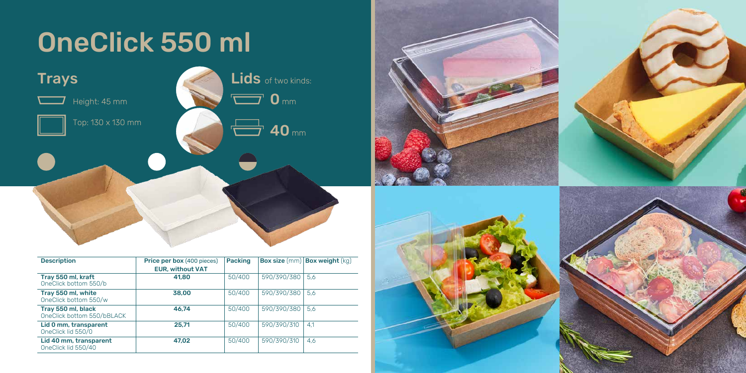# OneClick 550 ml

## Trays

Height: 45 mm

Top: 130 x 130 mm

## Lids of two kinds:

**0** mm

**40** mm

| Description | Price per box (400 pieces) EUR, without VAT | Packing | Box size (mm) | Box weight (kg) |
|---|---|---|---|---|
| **Tray 550 ml, kraft** OneClick bottom 550/b | **41,80** | 50/400 | 590/390/380 | 5,6 |
| **Tray 550 ml, white** OneClick bottom 550/w | **38,00** | 50/400 | 590/390/380 | 5,6 |
| **Tray 550 ml, black** OneClick bottom 550/bBLACK | **46,74** | 50/400 | 590/390/380 | 5,6 |
| **Lid 0 mm, transparent** OneClick lid 550/0 | **25,71** | 50/400 | 590/390/310 | 4,1 |
| **Lid 40 mm, transparent** OneClick lid 550/40 | **47,02** | 50/400 | 590/390/310 | 4,6 |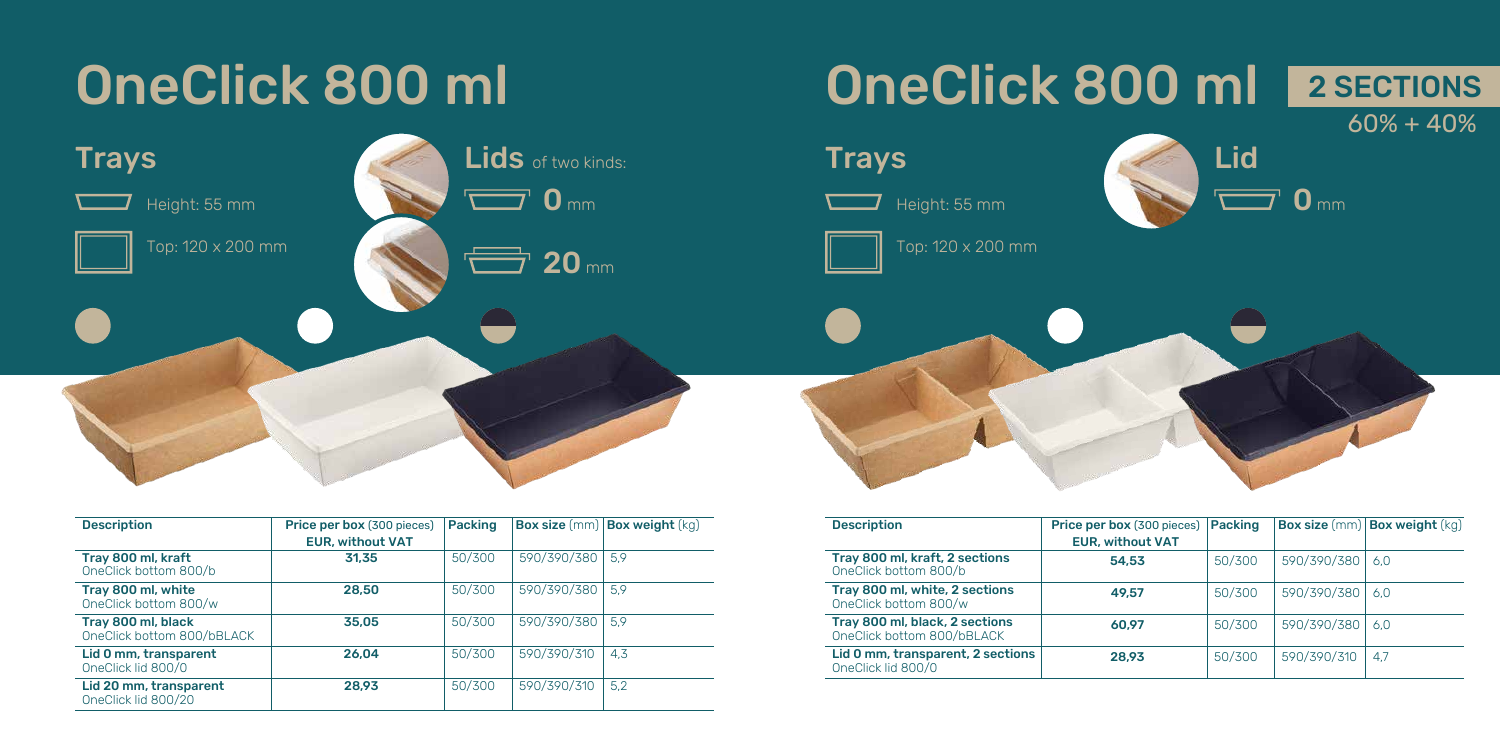# OneClick 800 ml

## Trays

Height: 55 mm

Top: 120 x 200 mm

## Lids of two kinds:

**0** mm

**20** mm

| Description | Price per box (300 pieces) EUR, without VAT | Packing | Box size (mm) | Box weight (kg) |
|---|---|---|---|---|
| **Tray 800 ml, kraft** OneClick bottom 800/b | **31,35** | 50/300 | 590/390/380 | 5,9 |
| **Tray 800 ml, white** OneClick bottom 800/w | **28,50** | 50/300 | 590/390/380 | 5,9 |
| **Tray 800 ml, black** OneClick bottom 800/bBLACK | **35,05** | 50/300 | 590/390/380 | 5,9 |
| **Lid 0 mm, transparent** OneClick lid 800/0 | **26,04** | 50/300 | 590/390/310 | 4,3 |
| **Lid 20 mm, transparent** OneClick lid 800/20 | **28,93** | 50/300 | 590/390/310 | 5,2 |

# OneClick 800 ml 2 SECTIONS

60% + 40%

## Trays

Height: 55 mm

Top: 120 x 200 mm

## Lid

**0** mm

| Description | Price per box (300 pieces) EUR, without VAT | Packing | Box size (mm) | Box weight (kg) |
|---|---|---|---|---|
| **Tray 800 ml, kraft, 2 sections** OneClick bottom 800/b | **54,53** | 50/300 | 590/390/380 | 6,0 |
| **Tray 800 ml, white, 2 sections** OneClick bottom 800/w | **49,57** | 50/300 | 590/390/380 | 6,0 |
| **Tray 800 ml, black, 2 sections** OneClick bottom 800/bBLACK | **60,97** | 50/300 | 590/390/380 | 6,0 |
| **Lid 0 mm, transparent, 2 sections** OneClick lid 800/0 | **28,93** | 50/300 | 590/390/310 | 4,7 |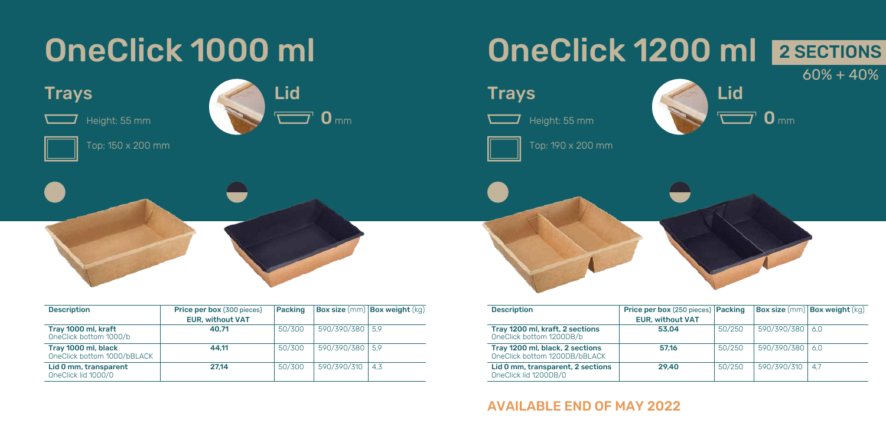# OneClick 1000 ml

## Trays

Height: 55 mm

Top: 150 x 200 mm

## Lid

**0** mm

| Description | Price per box (300 pieces) EUR, without VAT | Packing | Box size (mm) | Box weight (kg) |
|---|---|---|---|---|
| **Tray 1000 ml, kraft** OneClick bottom 1000/b | **40,71** | 50/300 | 590/390/380 | 5,9 |
| **Tray 1000 ml, black** OneClick bottom 1000/bBLACK | **44,11** | 50/300 | 590/390/380 | 5,9 |
| **Lid 0 mm, transparent** OneClick lid 1000/0 | **27,14** | 50/300 | 590/390/310 | 4,3 |

# OneClick 1200 ml **2 SECTIONS**

60% + 40%

## Trays

Height: 55 mm

Top: 190 x 200 mm

## Lid

**0** mm

| Description | Price per box (250 pieces) EUR, without VAT | Packing | Box size (mm) | Box weight (kg) |
|---|---|---|---|---|
| **Tray 1200 ml, kraft, 2 sections** OneClick bottom 1200DB/b | **53,04** | 50/250 | 590/390/380 | 6,0 |
| **Tray 1200 ml, black, 2 sections** OneClick bottom 1200DB/bBLACK | **57,16** | 50/250 | 590/390/380 | 6,0 |
| **Lid 0 mm, transparent, 2 sections** OneClick lid 1200DB/0 | **29,40** | 50/250 | 590/390/310 | 4,7 |

**AVAILABLE END OF MAY 2022**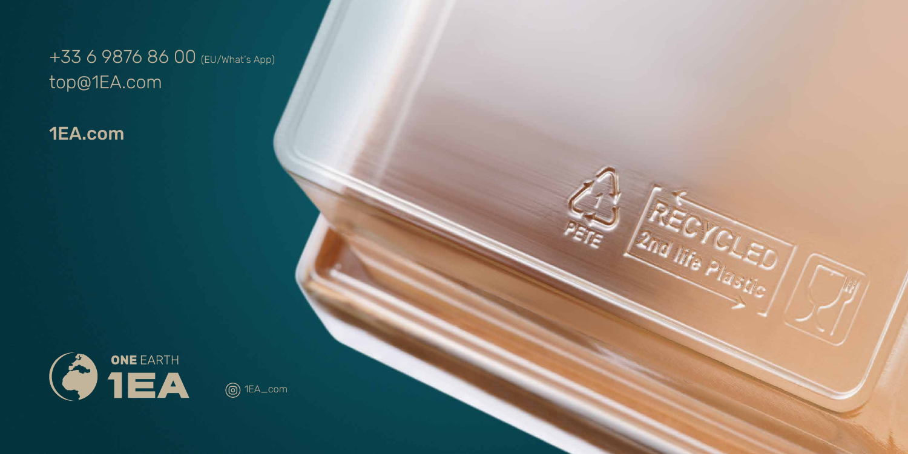+33 6 9876 86 00 (EU/What's App)
top@1EA.com

**1EA.com**

**ONE** EARTH
**1EA**

1EA_com